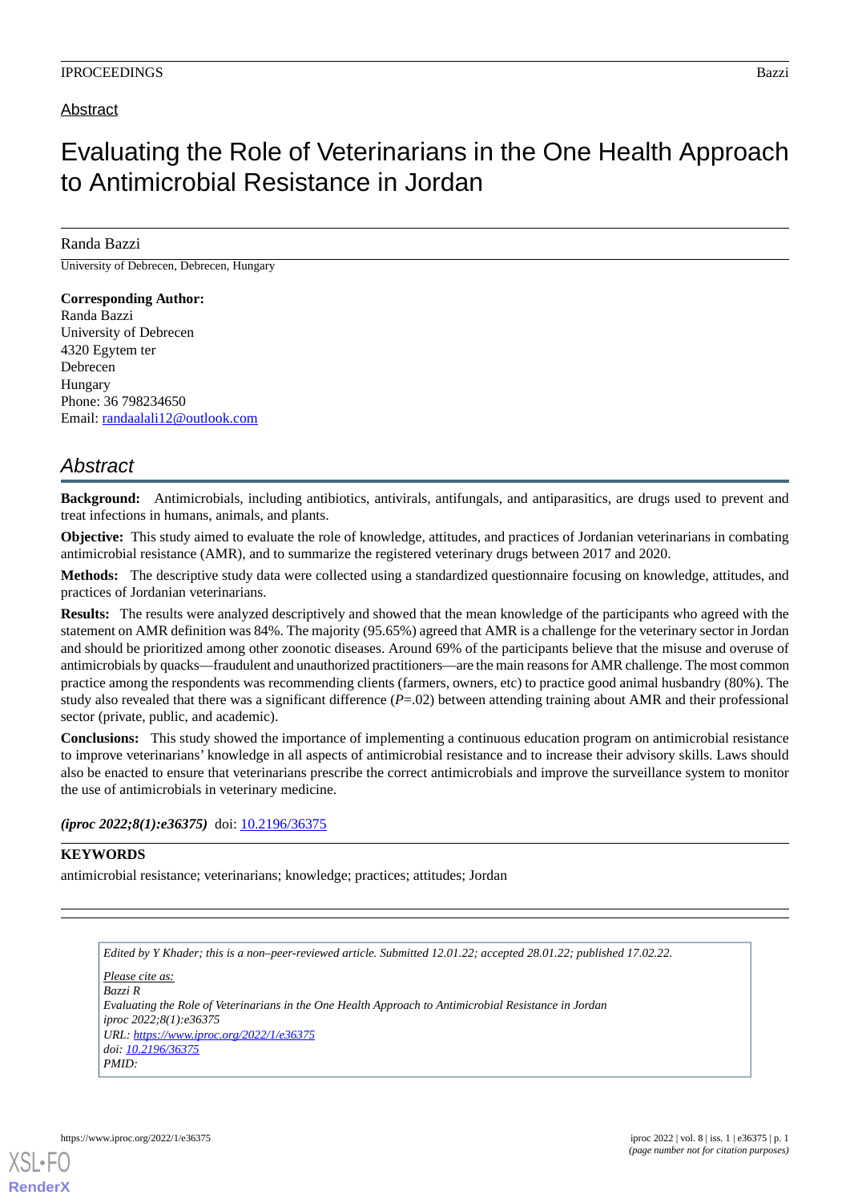Abstract

# Evaluating the Role of Veterinarians in the One Health Approach to Antimicrobial Resistance in Jordan

Randa Bazzi

University of Debrecen, Debrecen, Hungary

**Corresponding Author:**
Randa Bazzi
University of Debrecen
4320 Egytem ter
Debrecen
Hungary
Phone: 36 798234650
Email: randaalali12@outlook.com

## *Abstract*

**Background:** Antimicrobials, including antibiotics, antivirals, antifungals, and antiparasitics, are drugs used to prevent and treat infections in humans, animals, and plants.

**Objective:** This study aimed to evaluate the role of knowledge, attitudes, and practices of Jordanian veterinarians in combating antimicrobial resistance (AMR), and to summarize the registered veterinary drugs between 2017 and 2020.

**Methods:** The descriptive study data were collected using a standardized questionnaire focusing on knowledge, attitudes, and practices of Jordanian veterinarians.

**Results:** The results were analyzed descriptively and showed that the mean knowledge of the participants who agreed with the statement on AMR definition was 84%. The majority (95.65%) agreed that AMR is a challenge for the veterinary sector in Jordan and should be prioritized among other zoonotic diseases. Around 69% of the participants believe that the misuse and overuse of antimicrobials by quacks—fraudulent and unauthorized practitioners—are the main reasons for AMR challenge. The most common practice among the respondents was recommending clients (farmers, owners, etc) to practice good animal husbandry (80%). The study also revealed that there was a significant difference ($P$=.02) between attending training about AMR and their professional sector (private, public, and academic).

**Conclusions:** This study showed the importance of implementing a continuous education program on antimicrobial resistance to improve veterinarians' knowledge in all aspects of antimicrobial resistance and to increase their advisory skills. Laws should also be enacted to ensure that veterinarians prescribe the correct antimicrobials and improve the surveillance system to monitor the use of antimicrobials in veterinary medicine.

***(iproc 2022;8(1):e36375)*** doi: 10.2196/36375

**KEYWORDS**

antimicrobial resistance; veterinarians; knowledge; practices; attitudes; Jordan

*Edited by Y Khader; this is a non–peer-reviewed article. Submitted 12.01.22; accepted 28.01.22; published 17.02.22.*

*Please cite as:*
*Bazzi R*
*Evaluating the Role of Veterinarians in the One Health Approach to Antimicrobial Resistance in Jordan*
*iproc 2022;8(1):e36375*
*URL: https://www.iproc.org/2022/1/e36375*
*doi: 10.2196/36375*
*PMID:*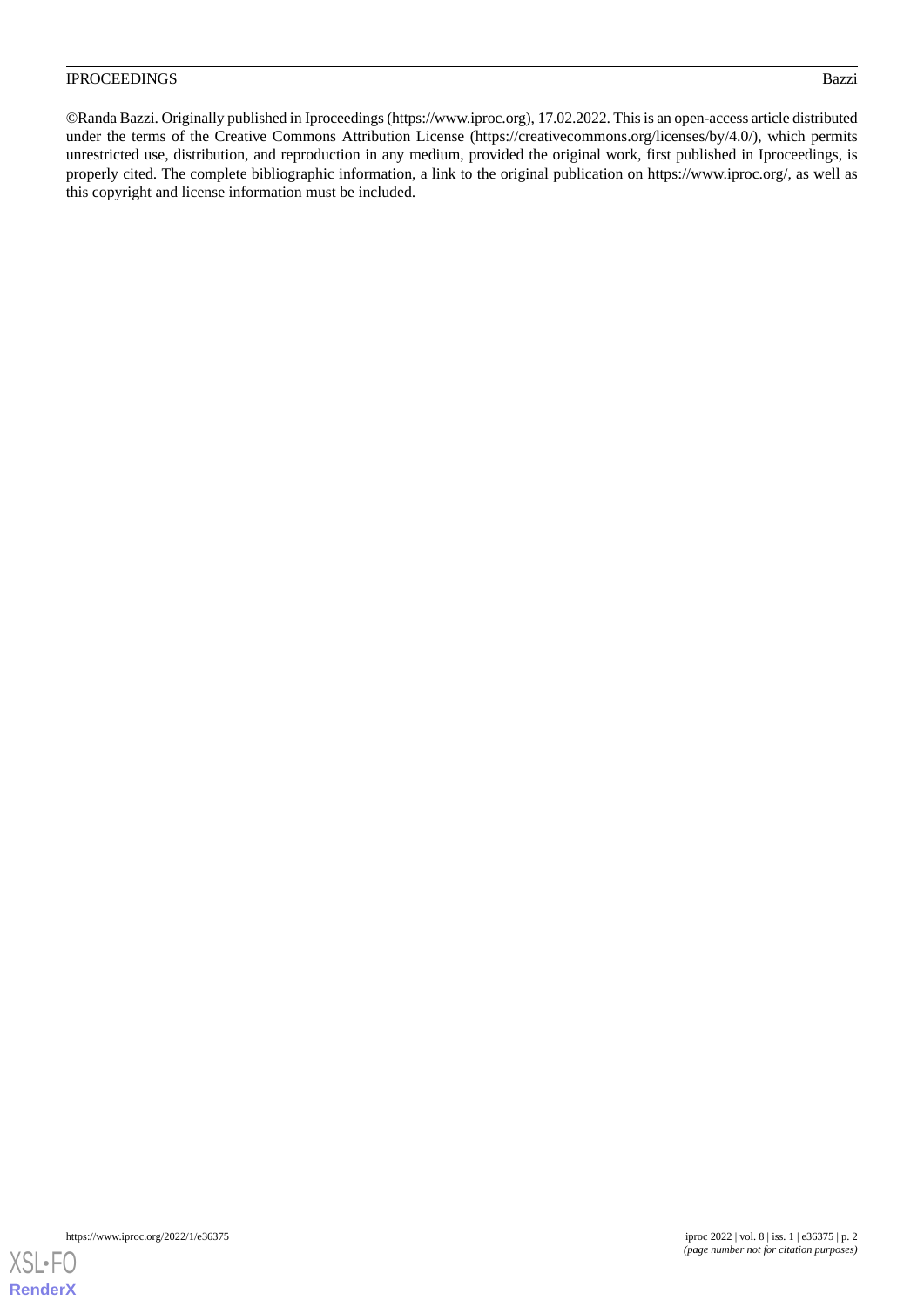©Randa Bazzi. Originally published in Iproceedings (https://www.iproc.org), 17.02.2022. This is an open-access article distributed under the terms of the Creative Commons Attribution License (https://creativecommons.org/licenses/by/4.0/), which permits unrestricted use, distribution, and reproduction in any medium, provided the original work, first published in Iproceedings, is properly cited. The complete bibliographic information, a link to the original publication on https://www.iproc.org/, as well as this copyright and license information must be included.